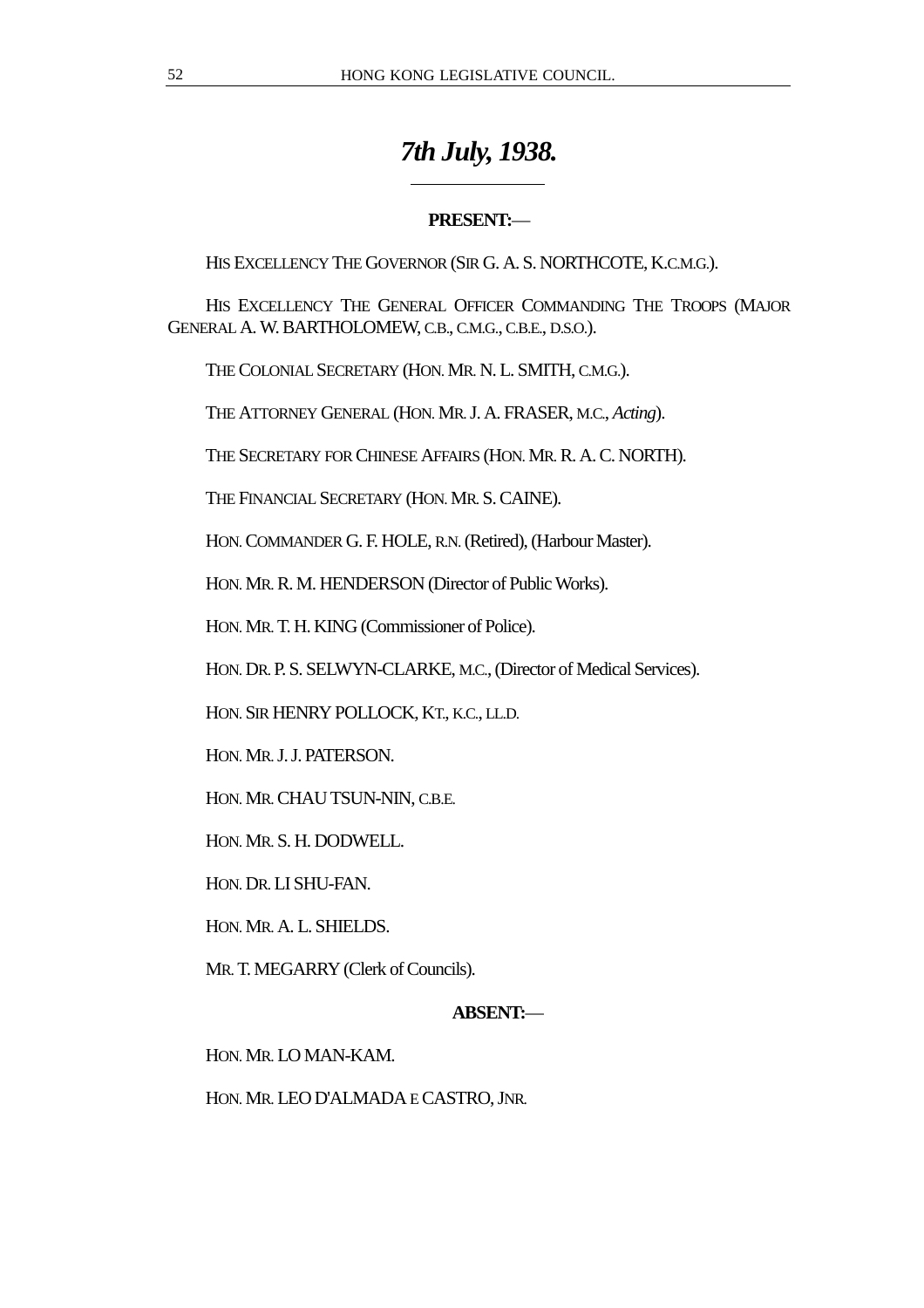# *7th July, 1938.*

**PRESENT:**—

HIS EXCELLENCY THE GOVERNOR (SIR G. A. S. NORTHCOTE, K.C.M.G.).

HIS EXCELLENCY THE GENERAL OFFICER COMMANDING THE TROOPS (MAJOR GENERAL A. W. BARTHOLOMEW, C.B., C.M.G., C.B.E., D.S.O.).

THE COLONIAL SECRETARY (HON. MR. N. L. SMITH, C.M.G.).

THE ATTORNEY GENERAL (HON. MR. J. A. FRASER, M.C., *Acting*).

THE SECRETARY FOR CHINESE AFFAIRS (HON. MR. R. A. C. NORTH).

THE FINANCIAL SECRETARY (HON. MR. S. CAINE).

HON. COMMANDER G. F. HOLE, R.N. (Retired), (Harbour Master).

HON. MR. R. M. HENDERSON (Director of Public Works).

HON. MR. T. H. KING (Commissioner of Police).

HON. DR. P. S. SELWYN-CLARKE, M.C., (Director of Medical Services).

HON. SIR HENRY POLLOCK, KT., K.C., LL.D.

HON. MR. J. J. PATERSON.

HON. MR. CHAU TSUN-NIN, C.B.E.

HON. MR. S. H. DODWELL.

HON. DR. LI SHU-FAN.

HON. MR. A. L. SHIELDS.

MR. T. MEGARRY (Clerk of Councils).

**ABSENT:**—

HON. MR. LO MAN-KAM.

HON. MR. LEO D'ALMADA E CASTRO, JNR.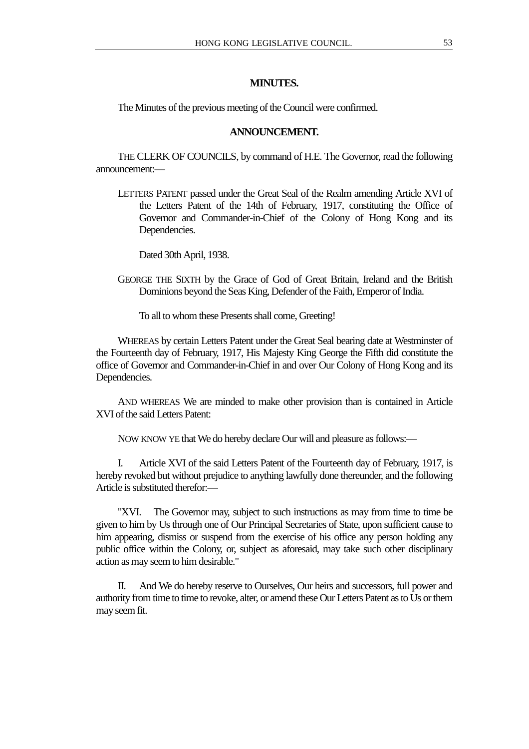## MINUTES.

The Minutes of the previous meeting of the Council were confirmed.

## ANNOUNCEMENT.

THE CLERK OF COUNCILS, by command of H.E. The Governor, read the following announcement:—

LETTERS PATENT passed under the Great Seal of the Realm amending Article XVI of the Letters Patent of the 14th of February, 1917, constituting the Office of Governor and Commander-in-Chief of the Colony of Hong Kong and its Dependencies.

Dated 30th April, 1938.

GEORGE THE SIXTH by the Grace of God of Great Britain, Ireland and the British Dominions beyond the Seas King, Defender of the Faith, Emperor of India.

To all to whom these Presents shall come, Greeting!

WHEREAS by certain Letters Patent under the Great Seal bearing date at Westminster of the Fourteenth day of February, 1917, His Majesty King George the Fifth did constitute the office of Governor and Commander-in-Chief in and over Our Colony of Hong Kong and its Dependencies.

AND WHEREAS We are minded to make other provision than is contained in Article XVI of the said Letters Patent:

NOW KNOW YE that We do hereby declare Our will and pleasure as follows:—

I. Article XVI of the said Letters Patent of the Fourteenth day of February, 1917, is hereby revoked but without prejudice to anything lawfully done thereunder, and the following Article is substituted therefor:—

"XVI. The Governor may, subject to such instructions as may from time to time be given to him by Us through one of Our Principal Secretaries of State, upon sufficient cause to him appearing, dismiss or suspend from the exercise of his office any person holding any public office within the Colony, or, subject as aforesaid, may take such other disciplinary action as may seem to him desirable."

II. And We do hereby reserve to Ourselves, Our heirs and successors, full power and authority from time to time to revoke, alter, or amend these Our Letters Patent as to Us or them may seem fit.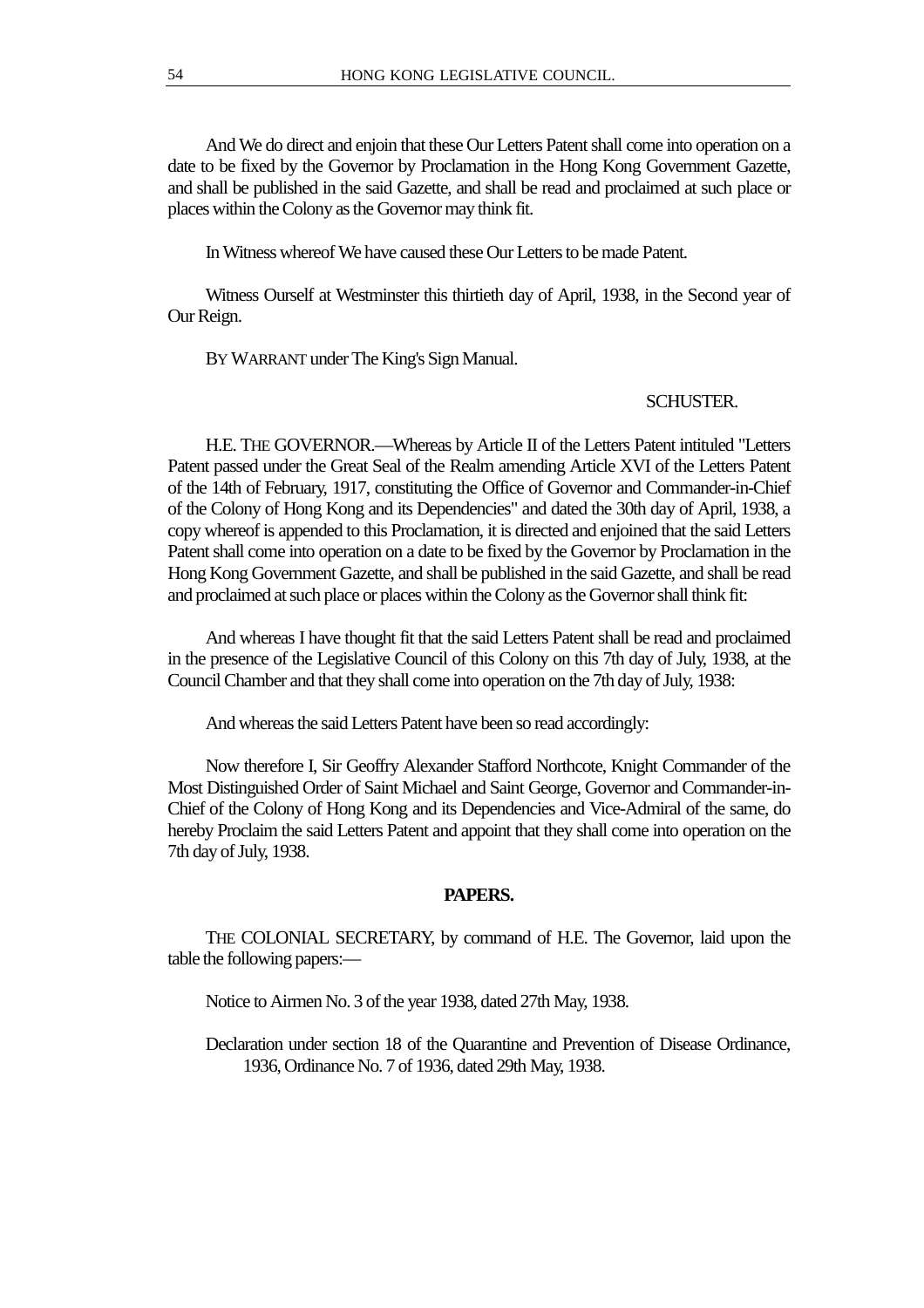And We do direct and enjoin that these Our Letters Patent shall come into operation on a date to be fixed by the Governor by Proclamation in the Hong Kong Government Gazette, and shall be published in the said Gazette, and shall be read and proclaimed at such place or places within the Colony as the Governor may think fit.

In Witness whereof We have caused these Our Letters to be made Patent.

Witness Ourself at Westminster this thirtieth day of April, 1938, in the Second year of Our Reign.

BY WARRANT under The King's Sign Manual.

SCHUSTER.

H.E. THE GOVERNOR.—Whereas by Article II of the Letters Patent intituled "Letters Patent passed under the Great Seal of the Realm amending Article XVI of the Letters Patent of the 14th of February, 1917, constituting the Office of Governor and Commander-in-Chief of the Colony of Hong Kong and its Dependencies" and dated the 30th day of April, 1938, a copy whereof is appended to this Proclamation, it is directed and enjoined that the said Letters Patent shall come into operation on a date to be fixed by the Governor by Proclamation in the Hong Kong Government Gazette, and shall be published in the said Gazette, and shall be read and proclaimed at such place or places within the Colony as the Governor shall think fit:

And whereas I have thought fit that the said Letters Patent shall be read and proclaimed in the presence of the Legislative Council of this Colony on this 7th day of July, 1938, at the Council Chamber and that they shall come into operation on the 7th day of July, 1938:

And whereas the said Letters Patent have been so read accordingly:

Now therefore I, Sir Geoffry Alexander Stafford Northcote, Knight Commander of the Most Distinguished Order of Saint Michael and Saint George, Governor and Commander-in-Chief of the Colony of Hong Kong and its Dependencies and Vice-Admiral of the same, do hereby Proclaim the said Letters Patent and appoint that they shall come into operation on the 7th day of July, 1938.

## PAPERS.

THE COLONIAL SECRETARY, by command of H.E. The Governor, laid upon the table the following papers:—

Notice to Airmen No. 3 of the year 1938, dated 27th May, 1938.

Declaration under section 18 of the Quarantine and Prevention of Disease Ordinance, 1936, Ordinance No. 7 of 1936, dated 29th May, 1938.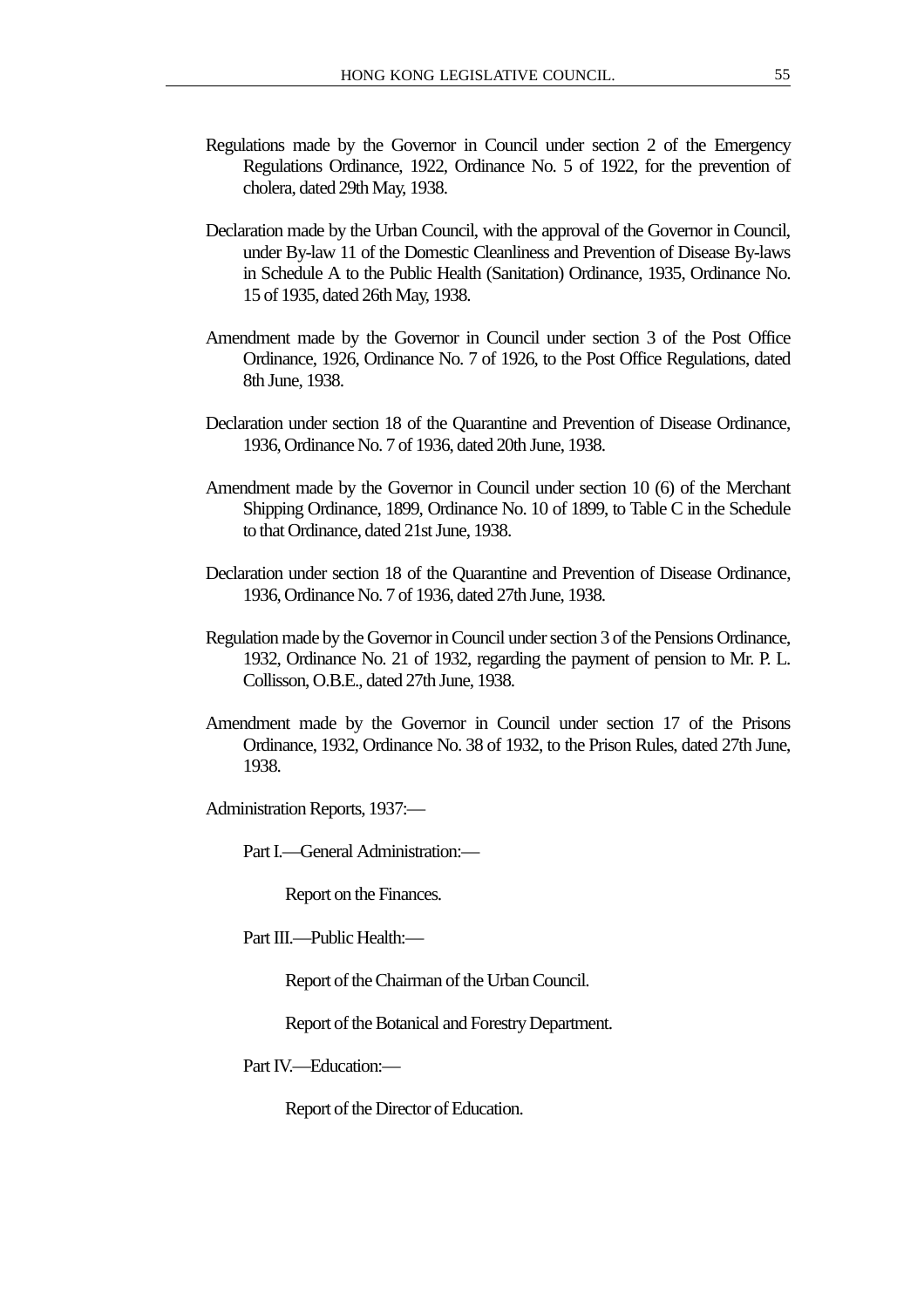Regulations made by the Governor in Council under section 2 of the Emergency Regulations Ordinance, 1922, Ordinance No. 5 of 1922, for the prevention of cholera, dated 29th May, 1938.

Declaration made by the Urban Council, with the approval of the Governor in Council, under By-law 11 of the Domestic Cleanliness and Prevention of Disease By-laws in Schedule A to the Public Health (Sanitation) Ordinance, 1935, Ordinance No. 15 of 1935, dated 26th May, 1938.

Amendment made by the Governor in Council under section 3 of the Post Office Ordinance, 1926, Ordinance No. 7 of 1926, to the Post Office Regulations, dated 8th June, 1938.

Declaration under section 18 of the Quarantine and Prevention of Disease Ordinance, 1936, Ordinance No. 7 of 1936, dated 20th June, 1938.

Amendment made by the Governor in Council under section 10 (6) of the Merchant Shipping Ordinance, 1899, Ordinance No. 10 of 1899, to Table C in the Schedule to that Ordinance, dated 21st June, 1938.

Declaration under section 18 of the Quarantine and Prevention of Disease Ordinance, 1936, Ordinance No. 7 of 1936, dated 27th June, 1938.

Regulation made by the Governor in Council under section 3 of the Pensions Ordinance, 1932, Ordinance No. 21 of 1932, regarding the payment of pension to Mr. P. L. Collisson, O.B.E., dated 27th June, 1938.

Amendment made by the Governor in Council under section 17 of the Prisons Ordinance, 1932, Ordinance No. 38 of 1932, to the Prison Rules, dated 27th June, 1938.

Administration Reports, 1937:—

Part I.—General Administration:—

Report on the Finances.

Part III.—Public Health:—

Report of the Chairman of the Urban Council.

Report of the Botanical and Forestry Department.

Part IV.—Education:—

Report of the Director of Education.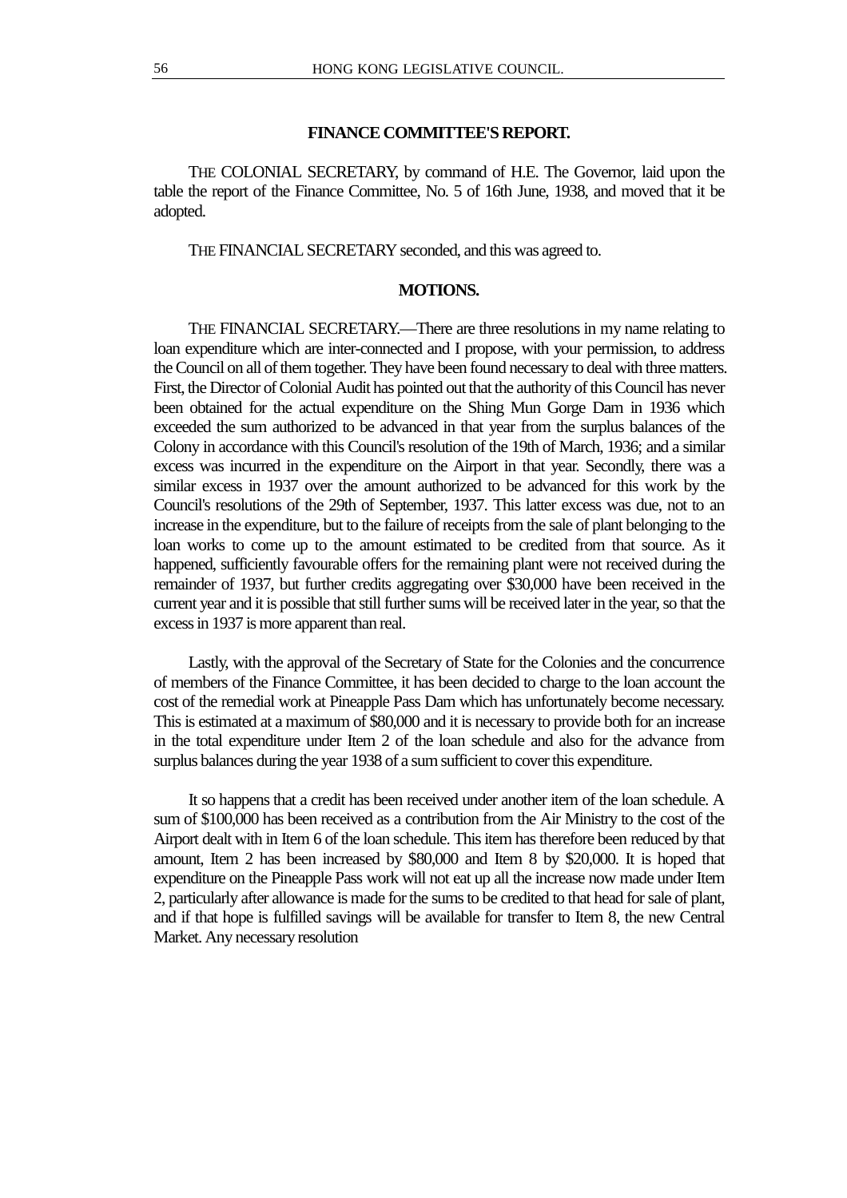## FINANCE COMMITTEE'S REPORT.

THE COLONIAL SECRETARY, by command of H.E. The Governor, laid upon the table the report of the Finance Committee, No. 5 of 16th June, 1938, and moved that it be adopted.

THE FINANCIAL SECRETARY seconded, and this was agreed to.

## MOTIONS.

THE FINANCIAL SECRETARY.—There are three resolutions in my name relating to loan expenditure which are inter-connected and I propose, with your permission, to address the Council on all of them together. They have been found necessary to deal with three matters. First, the Director of Colonial Audit has pointed out that the authority of this Council has never been obtained for the actual expenditure on the Shing Mun Gorge Dam in 1936 which exceeded the sum authorized to be advanced in that year from the surplus balances of the Colony in accordance with this Council's resolution of the 19th of March, 1936; and a similar excess was incurred in the expenditure on the Airport in that year. Secondly, there was a similar excess in 1937 over the amount authorized to be advanced for this work by the Council's resolutions of the 29th of September, 1937. This latter excess was due, not to an increase in the expenditure, but to the failure of receipts from the sale of plant belonging to the loan works to come up to the amount estimated to be credited from that source. As it happened, sufficiently favourable offers for the remaining plant were not received during the remainder of 1937, but further credits aggregating over $30,000 have been received in the current year and it is possible that still further sums will be received later in the year, so that the excess in 1937 is more apparent than real.

Lastly, with the approval of the Secretary of State for the Colonies and the concurrence of members of the Finance Committee, it has been decided to charge to the loan account the cost of the remedial work at Pineapple Pass Dam which has unfortunately become necessary. This is estimated at a maximum of $80,000 and it is necessary to provide both for an increase in the total expenditure under Item 2 of the loan schedule and also for the advance from surplus balances during the year 1938 of a sum sufficient to cover this expenditure.

It so happens that a credit has been received under another item of the loan schedule. A sum of $100,000 has been received as a contribution from the Air Ministry to the cost of the Airport dealt with in Item 6 of the loan schedule. This item has therefore been reduced by that amount, Item 2 has been increased by $80,000 and Item 8 by $20,000. It is hoped that expenditure on the Pineapple Pass work will not eat up all the increase now made under Item 2, particularly after allowance is made for the sums to be credited to that head for sale of plant, and if that hope is fulfilled savings will be available for transfer to Item 8, the new Central Market. Any necessary resolution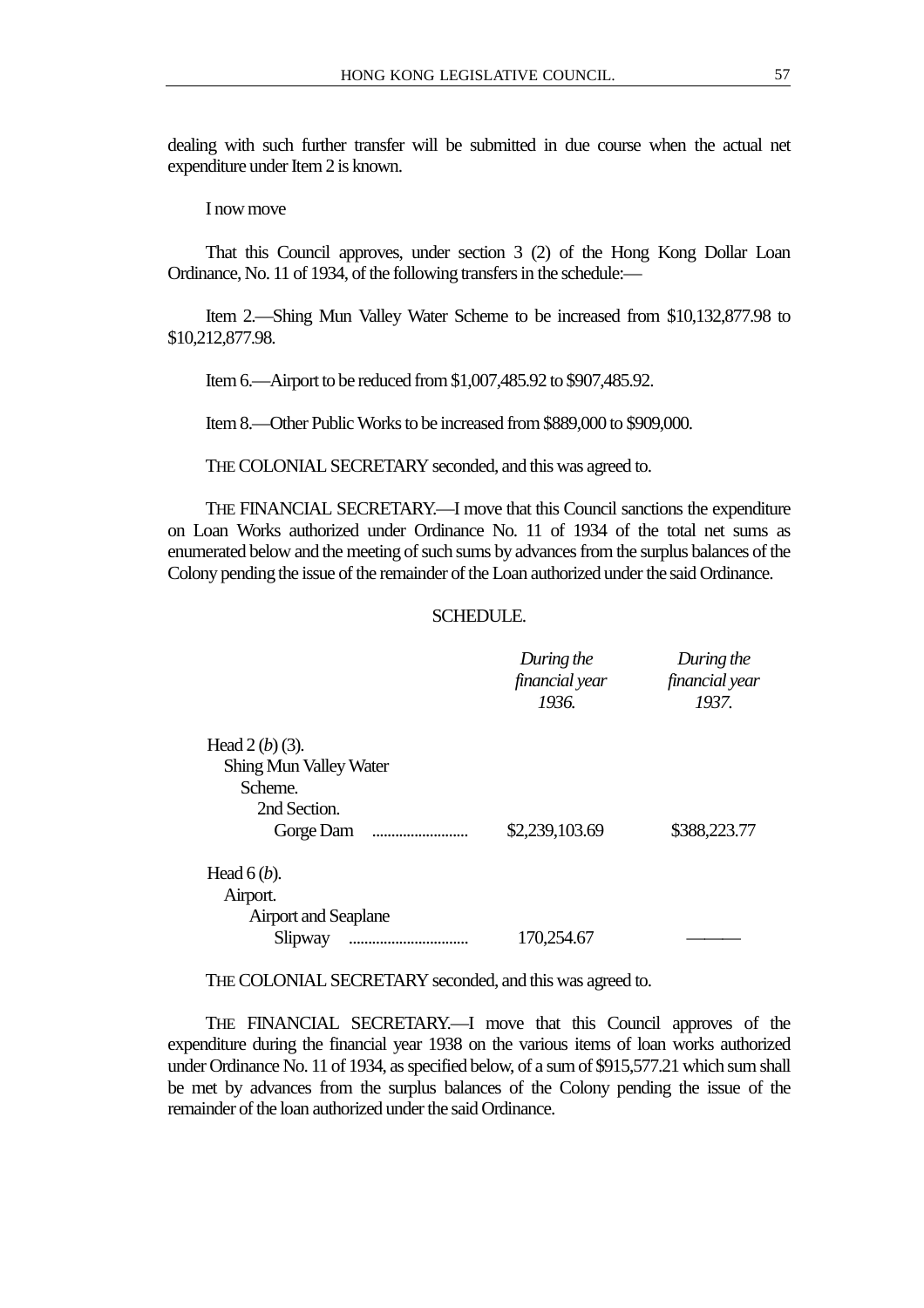dealing with such further transfer will be submitted in due course when the actual net expenditure under Item 2 is known.

I now move

That this Council approves, under section 3 (2) of the Hong Kong Dollar Loan Ordinance, No. 11 of 1934, of the following transfers in the schedule:—

Item 2.—Shing Mun Valley Water Scheme to be increased from $10,132,877.98 to $10,212,877.98.

Item 6.—Airport to be reduced from $1,007,485.92 to $907,485.92.

Item 8.—Other Public Works to be increased from $889,000 to $909,000.

THE COLONIAL SECRETARY seconded, and this was agreed to.

THE FINANCIAL SECRETARY.—I move that this Council sanctions the expenditure on Loan Works authorized under Ordinance No. 11 of 1934 of the total net sums as enumerated below and the meeting of such sums by advances from the surplus balances of the Colony pending the issue of the remainder of the Loan authorized under the said Ordinance.

SCHEDULE.

| | *During the financial year 1936.* | *During the financial year 1937.* |
|---|---|---|
| Head 2 (*b*) (3). Shing Mun Valley Water Scheme. 2nd Section. Gorge Dam ........................ | $2,239,103.69 | $388,223.77 |
| Head 6 (*b*). Airport. Airport and Seaplane Slipway .............................. | 170,254.67 | ——— |

THE COLONIAL SECRETARY seconded, and this was agreed to.

THE FINANCIAL SECRETARY.—I move that this Council approves of the expenditure during the financial year 1938 on the various items of loan works authorized under Ordinance No. 11 of 1934, as specified below, of a sum of $915,577.21 which sum shall be met by advances from the surplus balances of the Colony pending the issue of the remainder of the loan authorized under the said Ordinance.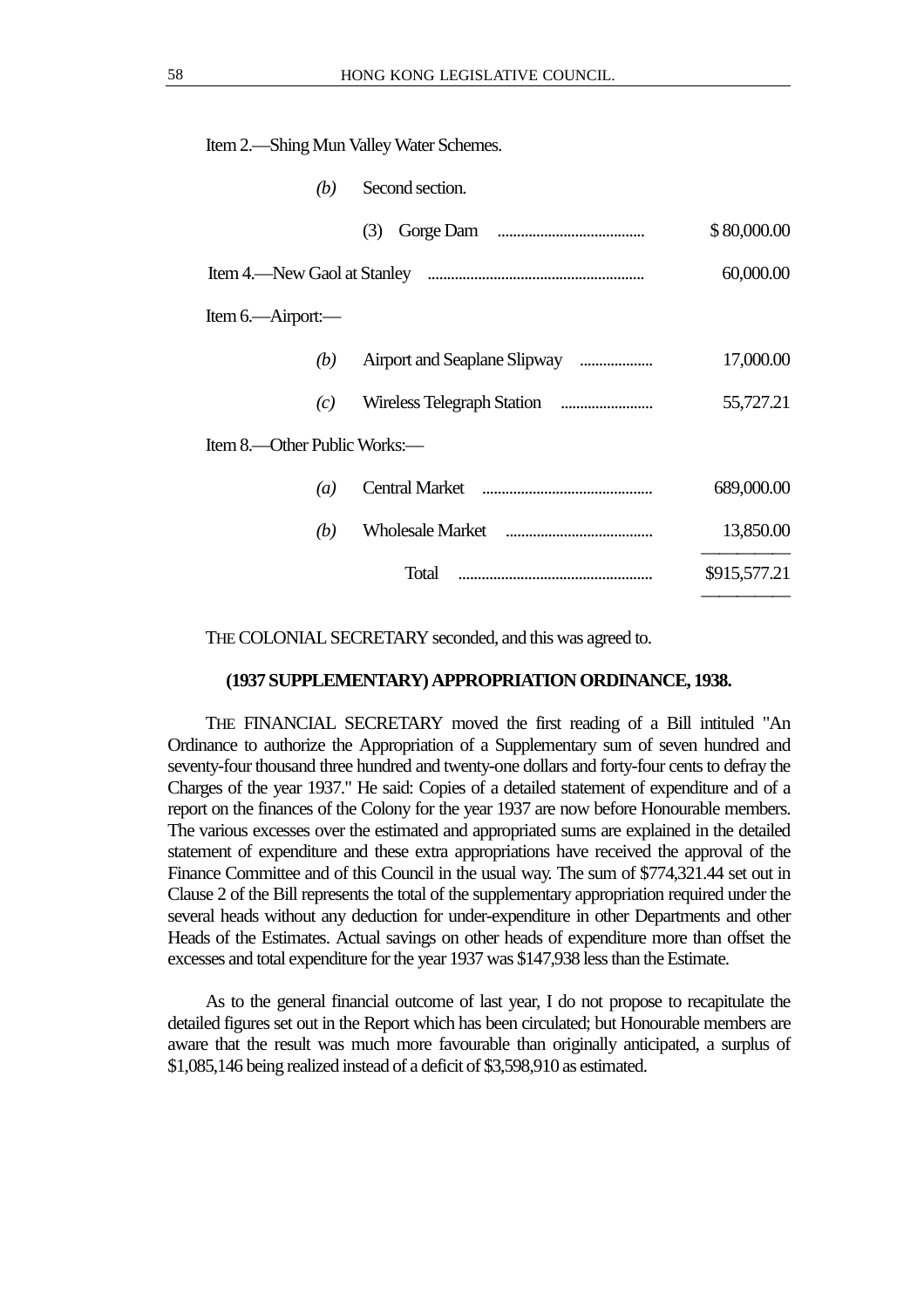Item 2.—Shing Mun Valley Water Schemes.

| | | |
|---|---|---|
| *(b)* Second section. | | |
| (3) Gorge Dam | ...................................... | $ 80,000.00 |
| Item 4.—New Gaol at Stanley | ...................................... | 60,000.00 |
| Item 6.—Airport:— | | |
| *(b)* Airport and Seaplane Slipway | ...................................... | 17,000.00 |
| *(c)* Wireless Telegraph Station | ...................................... | 55,727.21 |
| Item 8.—Other Public Works:— | | |
| *(a)* Central Market | ...................................... | 689,000.00 |
| *(b)* Wholesale Market | ...................................... | 13,850.00 |
| Total | ...................................... | $915,577.21 |

THE COLONIAL SECRETARY seconded, and this was agreed to.

### (1937 SUPPLEMENTARY) APPROPRIATION ORDINANCE, 1938.

THE FINANCIAL SECRETARY moved the first reading of a Bill intituled "An Ordinance to authorize the Appropriation of a Supplementary sum of seven hundred and seventy-four thousand three hundred and twenty-one dollars and forty-four cents to defray the Charges of the year 1937." He said: Copies of a detailed statement of expenditure and of a report on the finances of the Colony for the year 1937 are now before Honourable members. The various excesses over the estimated and appropriated sums are explained in the detailed statement of expenditure and these extra appropriations have received the approval of the Finance Committee and of this Council in the usual way. The sum of $774,321.44 set out in Clause 2 of the Bill represents the total of the supplementary appropriation required under the several heads without any deduction for under-expenditure in other Departments and other Heads of the Estimates. Actual savings on other heads of expenditure more than offset the excesses and total expenditure for the year 1937 was $147,938 less than the Estimate.

As to the general financial outcome of last year, I do not propose to recapitulate the detailed figures set out in the Report which has been circulated; but Honourable members are aware that the result was much more favourable than originally anticipated, a surplus of $1,085,146 being realized instead of a deficit of $3,598,910 as estimated.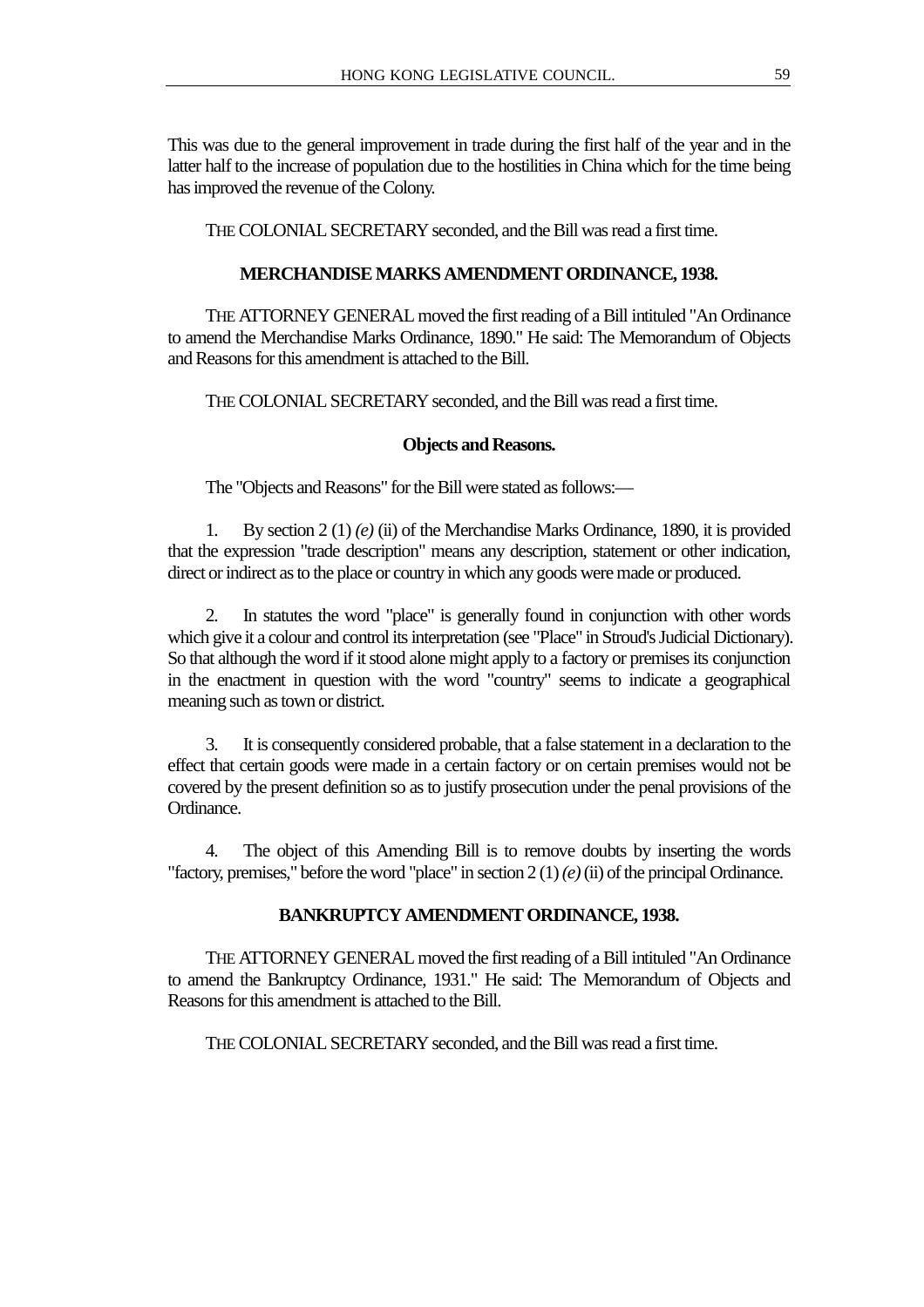This was due to the general improvement in trade during the first half of the year and in the latter half to the increase of population due to the hostilities in China which for the time being has improved the revenue of the Colony.

THE COLONIAL SECRETARY seconded, and the Bill was read a first time.

## MERCHANDISE MARKS AMENDMENT ORDINANCE, 1938.

THE ATTORNEY GENERAL moved the first reading of a Bill intituled "An Ordinance to amend the Merchandise Marks Ordinance, 1890." He said: The Memorandum of Objects and Reasons for this amendment is attached to the Bill.

THE COLONIAL SECRETARY seconded, and the Bill was read a first time.

### Objects and Reasons.

The "Objects and Reasons" for the Bill were stated as follows:—

1. By section 2 (1) *(e)* (ii) of the Merchandise Marks Ordinance, 1890, it is provided that the expression "trade description" means any description, statement or other indication, direct or indirect as to the place or country in which any goods were made or produced.

2. In statutes the word "place" is generally found in conjunction with other words which give it a colour and control its interpretation (see "Place" in Stroud's Judicial Dictionary). So that although the word if it stood alone might apply to a factory or premises its conjunction in the enactment in question with the word "country" seems to indicate a geographical meaning such as town or district.

3. It is consequently considered probable, that a false statement in a declaration to the effect that certain goods were made in a certain factory or on certain premises would not be covered by the present definition so as to justify prosecution under the penal provisions of the Ordinance.

4. The object of this Amending Bill is to remove doubts by inserting the words "factory, premises," before the word "place" in section 2 (1) *(e)* (ii) of the principal Ordinance.

## BANKRUPTCY AMENDMENT ORDINANCE, 1938.

THE ATTORNEY GENERAL moved the first reading of a Bill intituled "An Ordinance to amend the Bankruptcy Ordinance, 1931." He said: The Memorandum of Objects and Reasons for this amendment is attached to the Bill.

THE COLONIAL SECRETARY seconded, and the Bill was read a first time.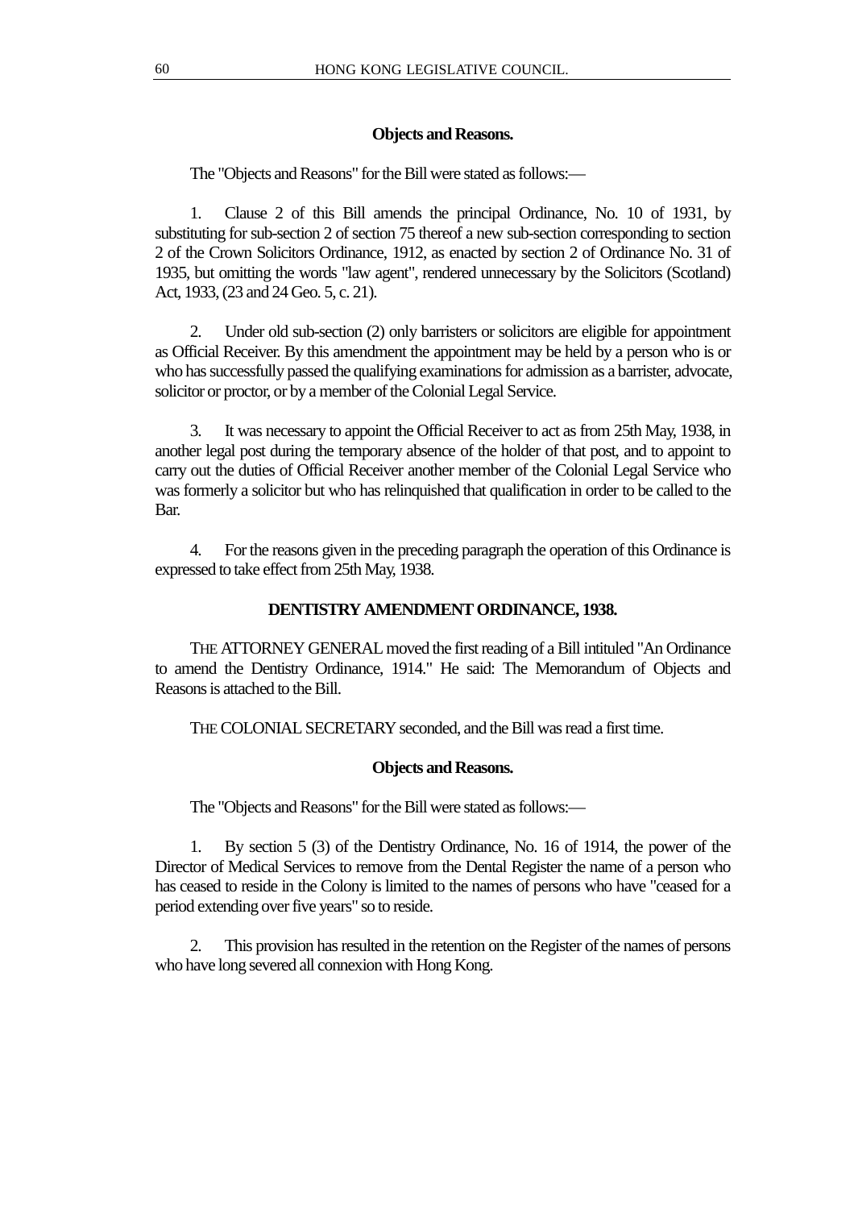### Objects and Reasons.

The "Objects and Reasons" for the Bill were stated as follows:—

1. Clause 2 of this Bill amends the principal Ordinance, No. 10 of 1931, by substituting for sub-section 2 of section 75 thereof a new sub-section corresponding to section 2 of the Crown Solicitors Ordinance, 1912, as enacted by section 2 of Ordinance No. 31 of 1935, but omitting the words "law agent", rendered unnecessary by the Solicitors (Scotland) Act, 1933, (23 and 24 Geo. 5, c. 21).

2. Under old sub-section (2) only barristers or solicitors are eligible for appointment as Official Receiver. By this amendment the appointment may be held by a person who is or who has successfully passed the qualifying examinations for admission as a barrister, advocate, solicitor or proctor, or by a member of the Colonial Legal Service.

3. It was necessary to appoint the Official Receiver to act as from 25th May, 1938, in another legal post during the temporary absence of the holder of that post, and to appoint to carry out the duties of Official Receiver another member of the Colonial Legal Service who was formerly a solicitor but who has relinquished that qualification in order to be called to the Bar.

4. For the reasons given in the preceding paragraph the operation of this Ordinance is expressed to take effect from 25th May, 1938.

## DENTISTRY AMENDMENT ORDINANCE, 1938.

THE ATTORNEY GENERAL moved the first reading of a Bill intituled "An Ordinance to amend the Dentistry Ordinance, 1914." He said: The Memorandum of Objects and Reasons is attached to the Bill.

THE COLONIAL SECRETARY seconded, and the Bill was read a first time.

### Objects and Reasons.

The "Objects and Reasons" for the Bill were stated as follows:—

1. By section 5 (3) of the Dentistry Ordinance, No. 16 of 1914, the power of the Director of Medical Services to remove from the Dental Register the name of a person who has ceased to reside in the Colony is limited to the names of persons who have "ceased for a period extending over five years" so to reside.

2. This provision has resulted in the retention on the Register of the names of persons who have long severed all connexion with Hong Kong.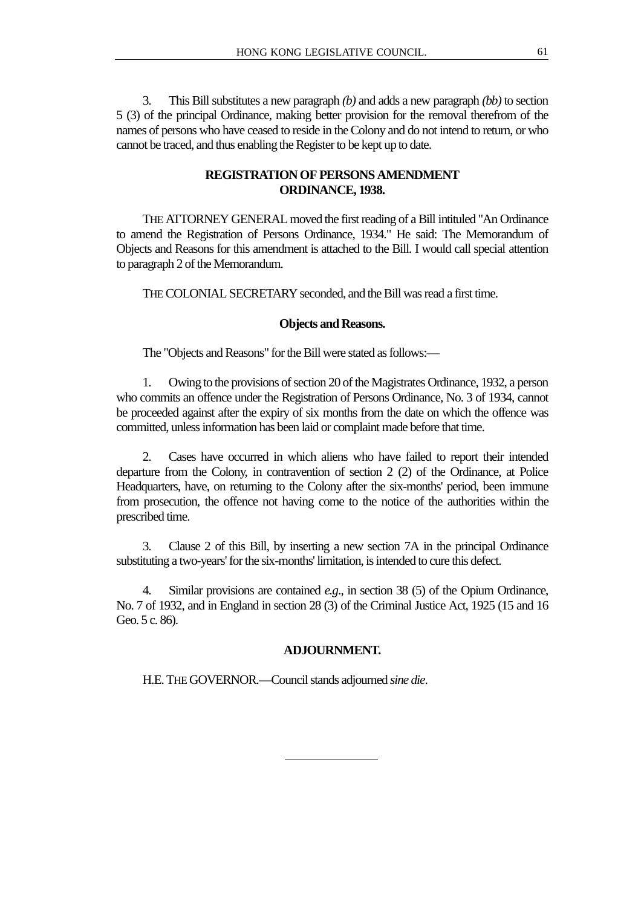3. This Bill substitutes a new paragraph *(b)* and adds a new paragraph *(bb)* to section 5 (3) of the principal Ordinance, making better provision for the removal therefrom of the names of persons who have ceased to reside in the Colony and do not intend to return, or who cannot be traced, and thus enabling the Register to be kept up to date.

## REGISTRATION OF PERSONS AMENDMENT ORDINANCE, 1938.

THE ATTORNEY GENERAL moved the first reading of a Bill intituled "An Ordinance to amend the Registration of Persons Ordinance, 1934." He said: The Memorandum of Objects and Reasons for this amendment is attached to the Bill. I would call special attention to paragraph 2 of the Memorandum.

THE COLONIAL SECRETARY seconded, and the Bill was read a first time.

### Objects and Reasons.

The "Objects and Reasons" for the Bill were stated as follows:—

1. Owing to the provisions of section 20 of the Magistrates Ordinance, 1932, a person who commits an offence under the Registration of Persons Ordinance, No. 3 of 1934, cannot be proceeded against after the expiry of six months from the date on which the offence was committed, unless information has been laid or complaint made before that time.

2. Cases have occurred in which aliens who have failed to report their intended departure from the Colony, in contravention of section 2 (2) of the Ordinance, at Police Headquarters, have, on returning to the Colony after the six-months' period, been immune from prosecution, the offence not having come to the notice of the authorities within the prescribed time.

3. Clause 2 of this Bill, by inserting a new section 7A in the principal Ordinance substituting a two-years' for the six-months' limitation, is intended to cure this defect.

4. Similar provisions are contained *e.g*., in section 38 (5) of the Opium Ordinance, No. 7 of 1932, and in England in section 28 (3) of the Criminal Justice Act, 1925 (15 and 16 Geo. 5 c. 86).

## ADJOURNMENT.

H.E. THE GOVERNOR.—Council stands adjourned *sine die*.